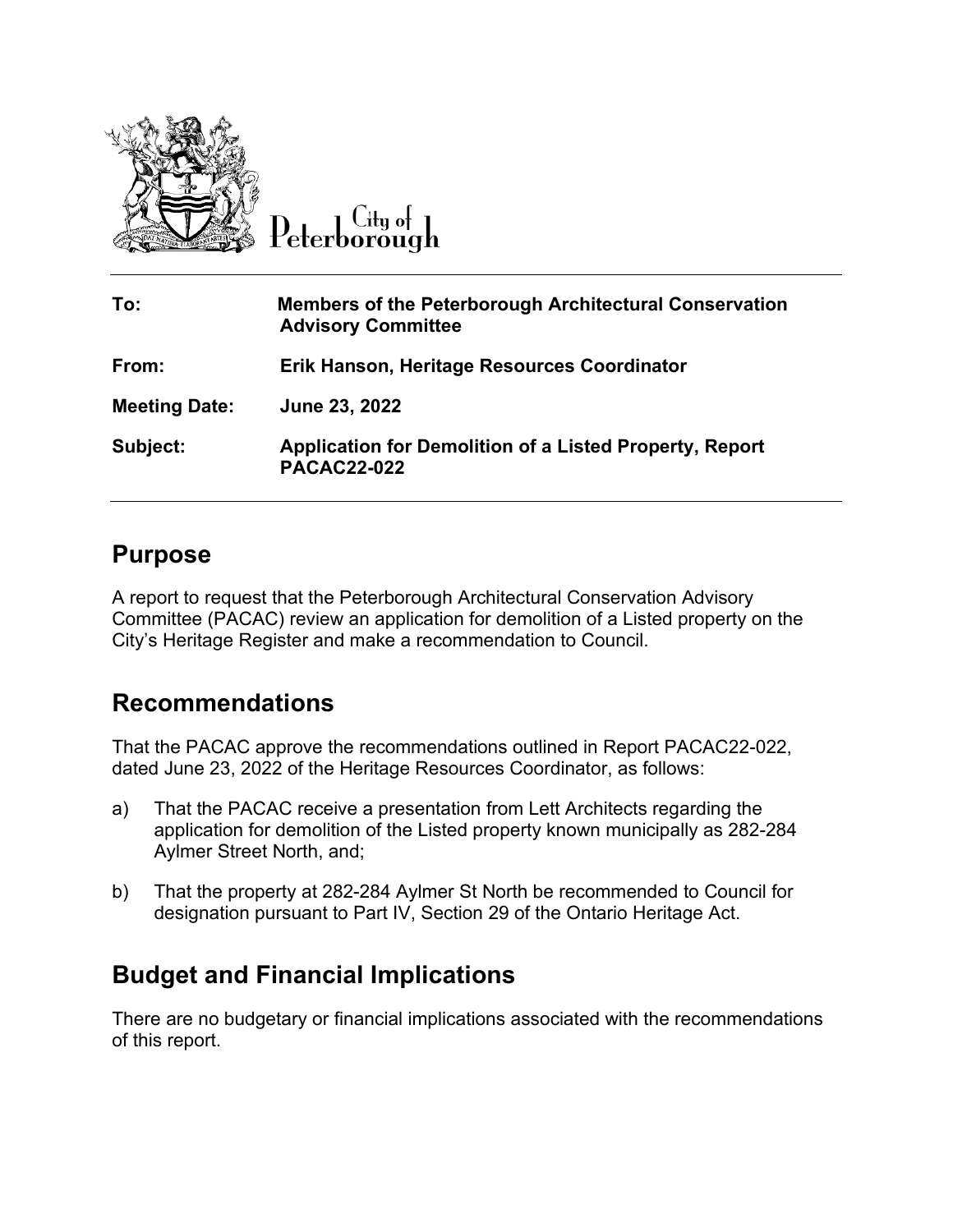City of Peterborough

| | |
|---|---|
| **To:** | **Members of the Peterborough Architectural Conservation Advisory Committee** |
| **From:** | **Erik Hanson, Heritage Resources Coordinator** |
| **Meeting Date:** | **June 23, 2022** |
| **Subject:** | **Application for Demolition of a Listed Property, Report PACAC22-022** |

## Purpose

A report to request that the Peterborough Architectural Conservation Advisory Committee (PACAC) review an application for demolition of a Listed property on the City's Heritage Register and make a recommendation to Council.

## Recommendations

That the PACAC approve the recommendations outlined in Report PACAC22-022, dated June 23, 2022 of the Heritage Resources Coordinator, as follows:

a) That the PACAC receive a presentation from Lett Architects regarding the application for demolition of the Listed property known municipally as 282-284 Aylmer Street North, and;

b) That the property at 282-284 Aylmer St North be recommended to Council for designation pursuant to Part IV, Section 29 of the Ontario Heritage Act.

## Budget and Financial Implications

There are no budgetary or financial implications associated with the recommendations of this report.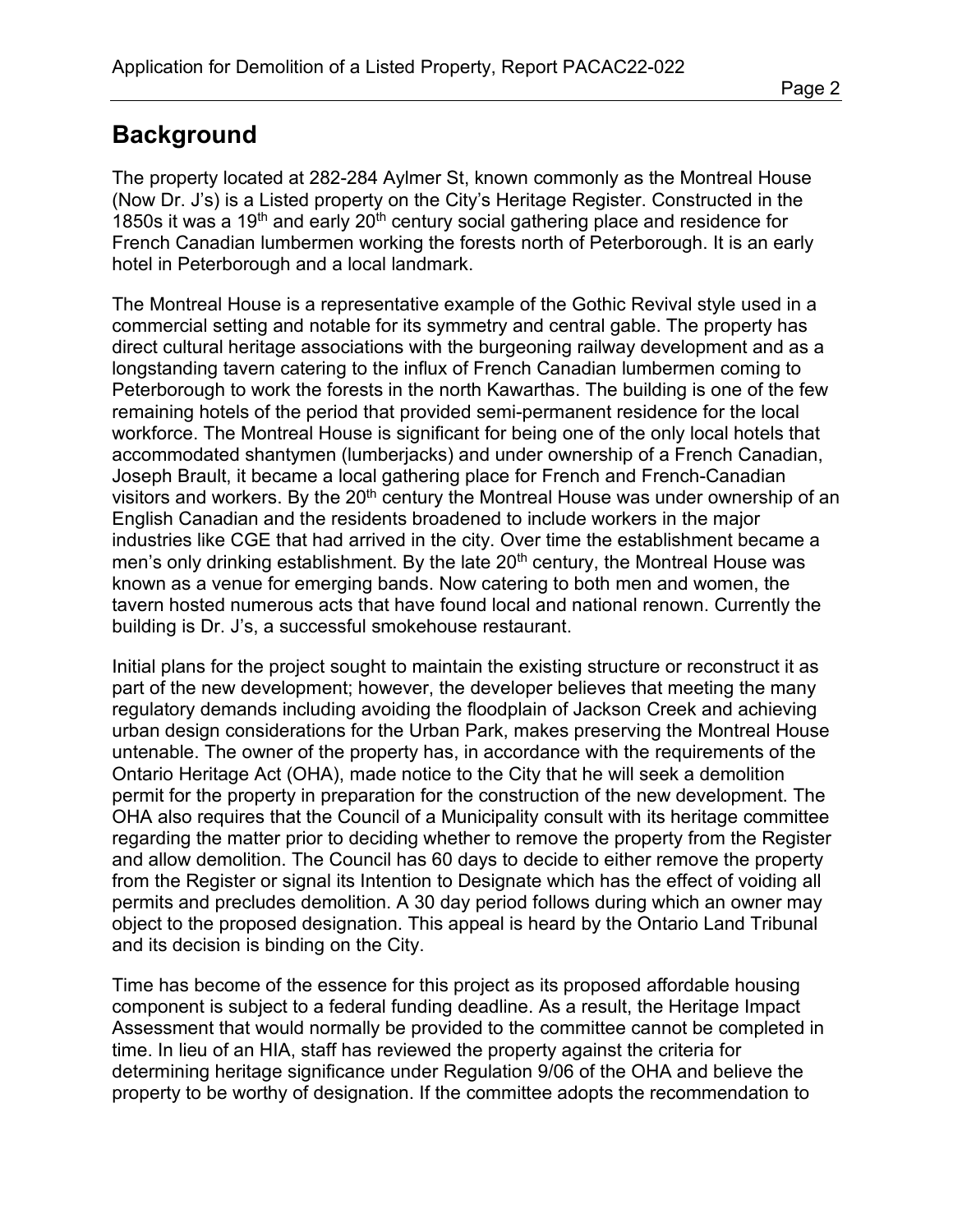## Background

The property located at 282-284 Aylmer St, known commonly as the Montreal House (Now Dr. J's) is a Listed property on the City's Heritage Register. Constructed in the 1850s it was a 19th and early 20th century social gathering place and residence for French Canadian lumbermen working the forests north of Peterborough. It is an early hotel in Peterborough and a local landmark.

The Montreal House is a representative example of the Gothic Revival style used in a commercial setting and notable for its symmetry and central gable. The property has direct cultural heritage associations with the burgeoning railway development and as a longstanding tavern catering to the influx of French Canadian lumbermen coming to Peterborough to work the forests in the north Kawarthas. The building is one of the few remaining hotels of the period that provided semi-permanent residence for the local workforce. The Montreal House is significant for being one of the only local hotels that accommodated shantymen (lumberjacks) and under ownership of a French Canadian, Joseph Brault, it became a local gathering place for French and French-Canadian visitors and workers. By the 20th century the Montreal House was under ownership of an English Canadian and the residents broadened to include workers in the major industries like CGE that had arrived in the city. Over time the establishment became a men's only drinking establishment. By the late 20th century, the Montreal House was known as a venue for emerging bands. Now catering to both men and women, the tavern hosted numerous acts that have found local and national renown. Currently the building is Dr. J's, a successful smokehouse restaurant.

Initial plans for the project sought to maintain the existing structure or reconstruct it as part of the new development; however, the developer believes that meeting the many regulatory demands including avoiding the floodplain of Jackson Creek and achieving urban design considerations for the Urban Park, makes preserving the Montreal House untenable. The owner of the property has, in accordance with the requirements of the Ontario Heritage Act (OHA), made notice to the City that he will seek a demolition permit for the property in preparation for the construction of the new development. The OHA also requires that the Council of a Municipality consult with its heritage committee regarding the matter prior to deciding whether to remove the property from the Register and allow demolition. The Council has 60 days to decide to either remove the property from the Register or signal its Intention to Designate which has the effect of voiding all permits and precludes demolition. A 30 day period follows during which an owner may object to the proposed designation. This appeal is heard by the Ontario Land Tribunal and its decision is binding on the City.

Time has become of the essence for this project as its proposed affordable housing component is subject to a federal funding deadline. As a result, the Heritage Impact Assessment that would normally be provided to the committee cannot be completed in time. In lieu of an HIA, staff has reviewed the property against the criteria for determining heritage significance under Regulation 9/06 of the OHA and believe the property to be worthy of designation. If the committee adopts the recommendation to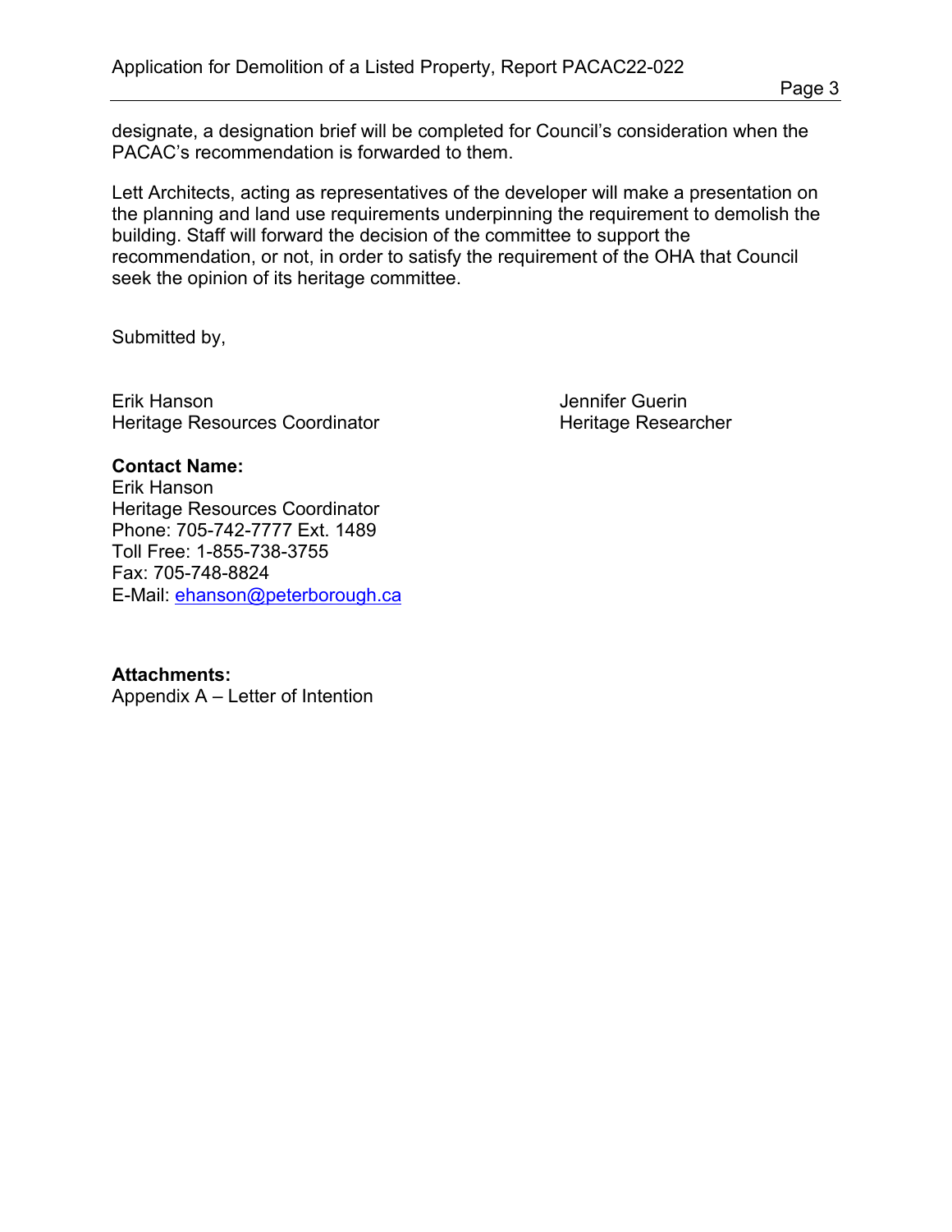designate, a designation brief will be completed for Council's consideration when the PACAC's recommendation is forwarded to them.

Lett Architects, acting as representatives of the developer will make a presentation on the planning and land use requirements underpinning the requirement to demolish the building. Staff will forward the decision of the committee to support the recommendation, or not, in order to satisfy the requirement of the OHA that Council seek the opinion of its heritage committee.

Submitted by,

Erik Hanson
Heritage Resources Coordinator

Jennifer Guerin
Heritage Researcher

**Contact Name:**
Erik Hanson
Heritage Resources Coordinator
Phone: 705-742-7777 Ext. 1489
Toll Free: 1-855-738-3755
Fax: 705-748-8824
E-Mail: ehanson@peterborough.ca

**Attachments:**
Appendix A – Letter of Intention